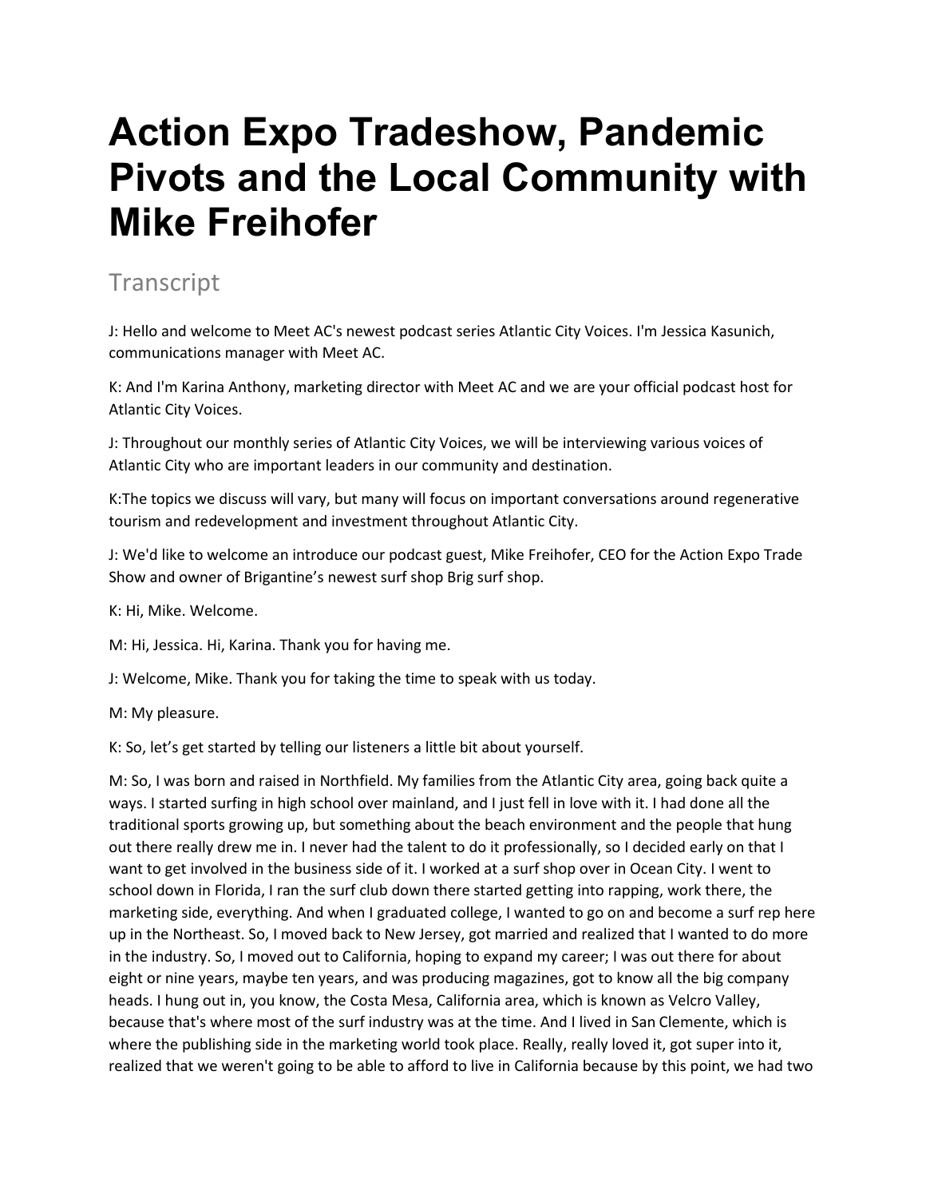# Action Expo Tradeshow, Pandemic Pivots and the Local Community with Mike Freihofer

## Transcript

J: Hello and welcome to Meet AC's newest podcast series Atlantic City Voices. I'm Jessica Kasunich, communications manager with Meet AC.

K: And I'm Karina Anthony, marketing director with Meet AC and we are your official podcast host for Atlantic City Voices.

J: Throughout our monthly series of Atlantic City Voices, we will be interviewing various voices of Atlantic City who are important leaders in our community and destination.

K:The topics we discuss will vary, but many will focus on important conversations around regenerative tourism and redevelopment and investment throughout Atlantic City.

J: We'd like to welcome an introduce our podcast guest, Mike Freihofer, CEO for the Action Expo Trade Show and owner of Brigantine's newest surf shop Brig surf shop.

K: Hi, Mike. Welcome.

M: Hi, Jessica. Hi, Karina. Thank you for having me.

J: Welcome, Mike. Thank you for taking the time to speak with us today.

M: My pleasure.

K: So, let's get started by telling our listeners a little bit about yourself.

M: So, I was born and raised in Northfield. My families from the Atlantic City area, going back quite a ways. I started surfing in high school over mainland, and I just fell in love with it. I had done all the traditional sports growing up, but something about the beach environment and the people that hung out there really drew me in. I never had the talent to do it professionally, so I decided early on that I want to get involved in the business side of it. I worked at a surf shop over in Ocean City. I went to school down in Florida, I ran the surf club down there started getting into rapping, work there, the marketing side, everything. And when I graduated college, I wanted to go on and become a surf rep here up in the Northeast. So, I moved back to New Jersey, got married and realized that I wanted to do more in the industry. So, I moved out to California, hoping to expand my career; I was out there for about eight or nine years, maybe ten years, and was producing magazines, got to know all the big company heads. I hung out in, you know, the Costa Mesa, California area, which is known as Velcro Valley, because that's where most of the surf industry was at the time. And I lived in San Clemente, which is where the publishing side in the marketing world took place. Really, really loved it, got super into it, realized that we weren't going to be able to afford to live in California because by this point, we had two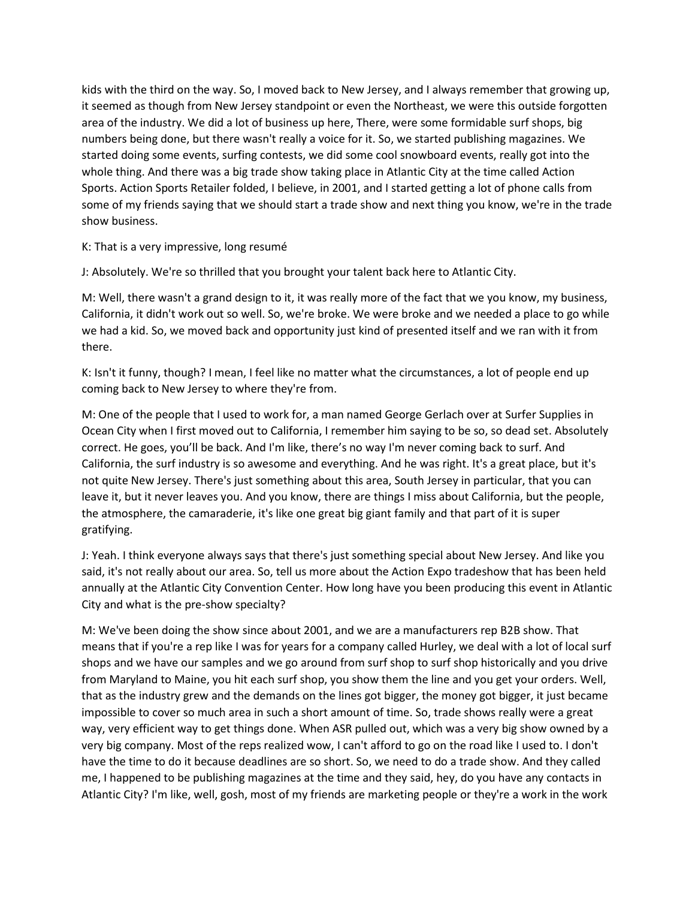kids with the third on the way. So, I moved back to New Jersey, and I always remember that growing up, it seemed as though from New Jersey standpoint or even the Northeast, we were this outside forgotten area of the industry. We did a lot of business up here, There, were some formidable surf shops, big numbers being done, but there wasn't really a voice for it. So, we started publishing magazines. We started doing some events, surfing contests, we did some cool snowboard events, really got into the whole thing. And there was a big trade show taking place in Atlantic City at the time called Action Sports. Action Sports Retailer folded, I believe, in 2001, and I started getting a lot of phone calls from some of my friends saying that we should start a trade show and next thing you know, we're in the trade show business.

K: That is a very impressive, long resumé

J: Absolutely. We're so thrilled that you brought your talent back here to Atlantic City.

M: Well, there wasn't a grand design to it, it was really more of the fact that we you know, my business, California, it didn't work out so well. So, we're broke. We were broke and we needed a place to go while we had a kid. So, we moved back and opportunity just kind of presented itself and we ran with it from there.

K: Isn't it funny, though? I mean, I feel like no matter what the circumstances, a lot of people end up coming back to New Jersey to where they're from.

M: One of the people that I used to work for, a man named George Gerlach over at Surfer Supplies in Ocean City when I first moved out to California, I remember him saying to be so, so dead set. Absolutely correct. He goes, you'll be back. And I'm like, there's no way I'm never coming back to surf. And California, the surf industry is so awesome and everything. And he was right. It's a great place, but it's not quite New Jersey. There's just something about this area, South Jersey in particular, that you can leave it, but it never leaves you. And you know, there are things I miss about California, but the people, the atmosphere, the camaraderie, it's like one great big giant family and that part of it is super gratifying.

J: Yeah. I think everyone always says that there's just something special about New Jersey. And like you said, it's not really about our area. So, tell us more about the Action Expo tradeshow that has been held annually at the Atlantic City Convention Center. How long have you been producing this event in Atlantic City and what is the pre-show specialty?

M: We've been doing the show since about 2001, and we are a manufacturers rep B2B show. That means that if you're a rep like I was for years for a company called Hurley, we deal with a lot of local surf shops and we have our samples and we go around from surf shop to surf shop historically and you drive from Maryland to Maine, you hit each surf shop, you show them the line and you get your orders. Well, that as the industry grew and the demands on the lines got bigger, the money got bigger, it just became impossible to cover so much area in such a short amount of time. So, trade shows really were a great way, very efficient way to get things done. When ASR pulled out, which was a very big show owned by a very big company. Most of the reps realized wow, I can't afford to go on the road like I used to. I don't have the time to do it because deadlines are so short. So, we need to do a trade show. And they called me, I happened to be publishing magazines at the time and they said, hey, do you have any contacts in Atlantic City? I'm like, well, gosh, most of my friends are marketing people or they're a work in the work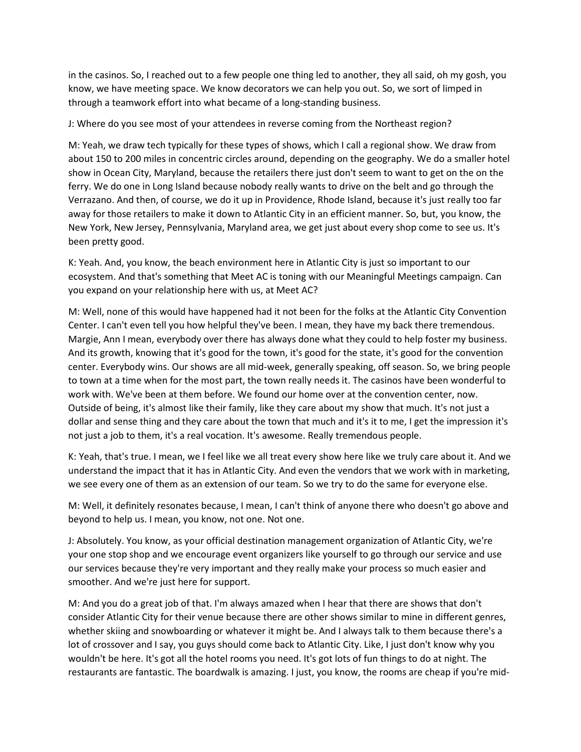in the casinos. So, I reached out to a few people one thing led to another, they all said, oh my gosh, you know, we have meeting space. We know decorators we can help you out. So, we sort of limped in through a teamwork effort into what became of a long-standing business.

J: Where do you see most of your attendees in reverse coming from the Northeast region?

M: Yeah, we draw tech typically for these types of shows, which I call a regional show. We draw from about 150 to 200 miles in concentric circles around, depending on the geography. We do a smaller hotel show in Ocean City, Maryland, because the retailers there just don't seem to want to get on the on the ferry. We do one in Long Island because nobody really wants to drive on the belt and go through the Verrazano. And then, of course, we do it up in Providence, Rhode Island, because it's just really too far away for those retailers to make it down to Atlantic City in an efficient manner. So, but, you know, the New York, New Jersey, Pennsylvania, Maryland area, we get just about every shop come to see us. It's been pretty good.

K: Yeah. And, you know, the beach environment here in Atlantic City is just so important to our ecosystem. And that's something that Meet AC is toning with our Meaningful Meetings campaign. Can you expand on your relationship here with us, at Meet AC?

M: Well, none of this would have happened had it not been for the folks at the Atlantic City Convention Center. I can't even tell you how helpful they've been. I mean, they have my back there tremendous. Margie, Ann I mean, everybody over there has always done what they could to help foster my business. And its growth, knowing that it's good for the town, it's good for the state, it's good for the convention center. Everybody wins. Our shows are all mid-week, generally speaking, off season. So, we bring people to town at a time when for the most part, the town really needs it. The casinos have been wonderful to work with. We've been at them before. We found our home over at the convention center, now. Outside of being, it's almost like their family, like they care about my show that much. It's not just a dollar and sense thing and they care about the town that much and it's it to me, I get the impression it's not just a job to them, it's a real vocation. It's awesome. Really tremendous people.

K: Yeah, that's true. I mean, we I feel like we all treat every show here like we truly care about it. And we understand the impact that it has in Atlantic City. And even the vendors that we work with in marketing, we see every one of them as an extension of our team. So we try to do the same for everyone else.

M: Well, it definitely resonates because, I mean, I can't think of anyone there who doesn't go above and beyond to help us. I mean, you know, not one. Not one.

J: Absolutely. You know, as your official destination management organization of Atlantic City, we're your one stop shop and we encourage event organizers like yourself to go through our service and use our services because they're very important and they really make your process so much easier and smoother. And we're just here for support.

M: And you do a great job of that. I'm always amazed when I hear that there are shows that don't consider Atlantic City for their venue because there are other shows similar to mine in different genres, whether skiing and snowboarding or whatever it might be. And I always talk to them because there's a lot of crossover and I say, you guys should come back to Atlantic City. Like, I just don't know why you wouldn't be here. It's got all the hotel rooms you need. It's got lots of fun things to do at night. The restaurants are fantastic. The boardwalk is amazing. I just, you know, the rooms are cheap if you're mid-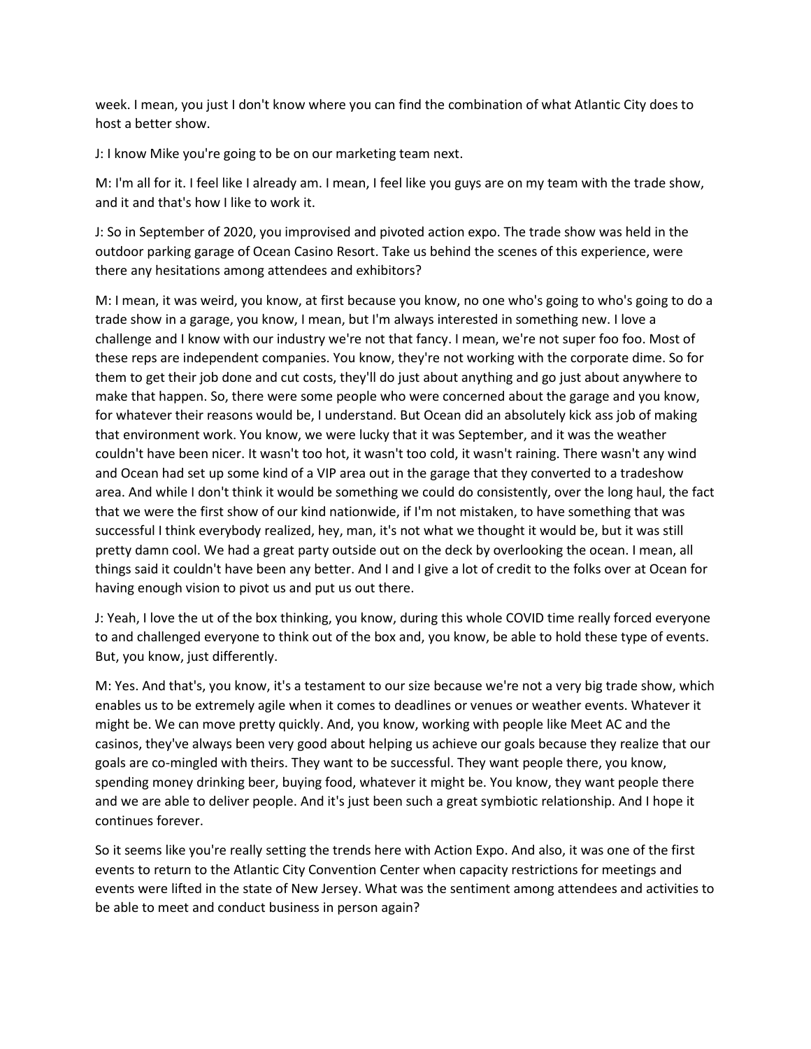week. I mean, you just I don't know where you can find the combination of what Atlantic City does to host a better show.

J: I know Mike you're going to be on our marketing team next.

M: I'm all for it. I feel like I already am. I mean, I feel like you guys are on my team with the trade show, and it and that's how I like to work it.

J: So in September of 2020, you improvised and pivoted action expo. The trade show was held in the outdoor parking garage of Ocean Casino Resort. Take us behind the scenes of this experience, were there any hesitations among attendees and exhibitors?

M: I mean, it was weird, you know, at first because you know, no one who's going to who's going to do a trade show in a garage, you know, I mean, but I'm always interested in something new. I love a challenge and I know with our industry we're not that fancy. I mean, we're not super foo foo. Most of these reps are independent companies. You know, they're not working with the corporate dime. So for them to get their job done and cut costs, they'll do just about anything and go just about anywhere to make that happen. So, there were some people who were concerned about the garage and you know, for whatever their reasons would be, I understand. But Ocean did an absolutely kick ass job of making that environment work. You know, we were lucky that it was September, and it was the weather couldn't have been nicer. It wasn't too hot, it wasn't too cold, it wasn't raining. There wasn't any wind and Ocean had set up some kind of a VIP area out in the garage that they converted to a tradeshow area. And while I don't think it would be something we could do consistently, over the long haul, the fact that we were the first show of our kind nationwide, if I'm not mistaken, to have something that was successful I think everybody realized, hey, man, it's not what we thought it would be, but it was still pretty damn cool. We had a great party outside out on the deck by overlooking the ocean. I mean, all things said it couldn't have been any better. And I and I give a lot of credit to the folks over at Ocean for having enough vision to pivot us and put us out there.

J: Yeah, I love the ut of the box thinking, you know, during this whole COVID time really forced everyone to and challenged everyone to think out of the box and, you know, be able to hold these type of events. But, you know, just differently.

M: Yes. And that's, you know, it's a testament to our size because we're not a very big trade show, which enables us to be extremely agile when it comes to deadlines or venues or weather events. Whatever it might be. We can move pretty quickly. And, you know, working with people like Meet AC and the casinos, they've always been very good about helping us achieve our goals because they realize that our goals are co-mingled with theirs. They want to be successful. They want people there, you know, spending money drinking beer, buying food, whatever it might be. You know, they want people there and we are able to deliver people. And it's just been such a great symbiotic relationship. And I hope it continues forever.

So it seems like you're really setting the trends here with Action Expo. And also, it was one of the first events to return to the Atlantic City Convention Center when capacity restrictions for meetings and events were lifted in the state of New Jersey. What was the sentiment among attendees and activities to be able to meet and conduct business in person again?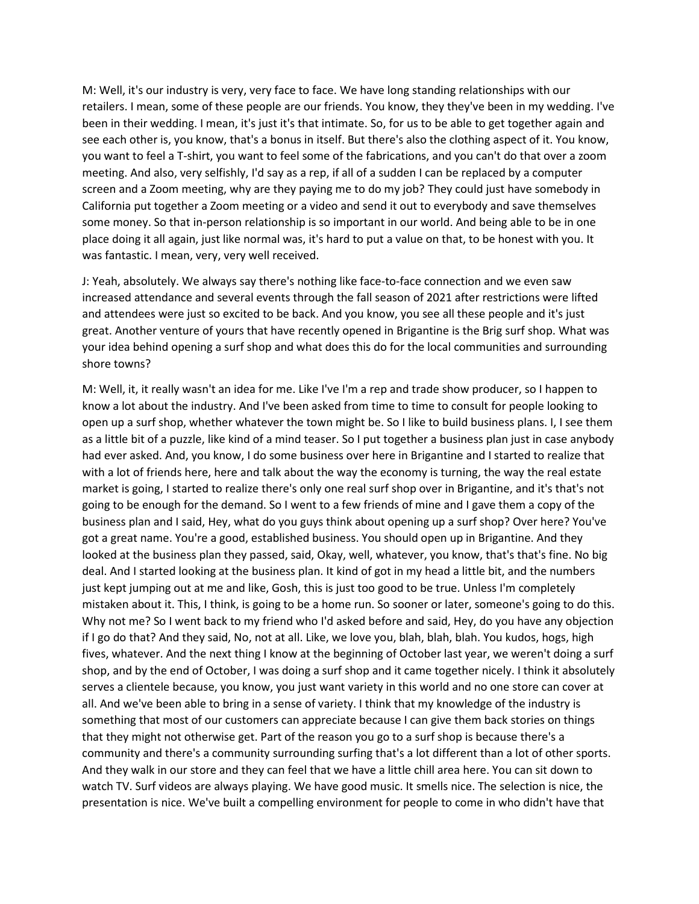M: Well, it's our industry is very, very face to face. We have long standing relationships with our retailers. I mean, some of these people are our friends. You know, they they've been in my wedding. I've been in their wedding. I mean, it's just it's that intimate. So, for us to be able to get together again and see each other is, you know, that's a bonus in itself. But there's also the clothing aspect of it. You know, you want to feel a T-shirt, you want to feel some of the fabrications, and you can't do that over a zoom meeting. And also, very selfishly, I'd say as a rep, if all of a sudden I can be replaced by a computer screen and a Zoom meeting, why are they paying me to do my job? They could just have somebody in California put together a Zoom meeting or a video and send it out to everybody and save themselves some money. So that in-person relationship is so important in our world. And being able to be in one place doing it all again, just like normal was, it's hard to put a value on that, to be honest with you. It was fantastic. I mean, very, very well received.

J: Yeah, absolutely. We always say there's nothing like face-to-face connection and we even saw increased attendance and several events through the fall season of 2021 after restrictions were lifted and attendees were just so excited to be back. And you know, you see all these people and it's just great. Another venture of yours that have recently opened in Brigantine is the Brig surf shop. What was your idea behind opening a surf shop and what does this do for the local communities and surrounding shore towns?

M: Well, it, it really wasn't an idea for me. Like I've I'm a rep and trade show producer, so I happen to know a lot about the industry. And I've been asked from time to time to consult for people looking to open up a surf shop, whether whatever the town might be. So I like to build business plans. I, I see them as a little bit of a puzzle, like kind of a mind teaser. So I put together a business plan just in case anybody had ever asked. And, you know, I do some business over here in Brigantine and I started to realize that with a lot of friends here, here and talk about the way the economy is turning, the way the real estate market is going, I started to realize there's only one real surf shop over in Brigantine, and it's that's not going to be enough for the demand. So I went to a few friends of mine and I gave them a copy of the business plan and I said, Hey, what do you guys think about opening up a surf shop? Over here? You've got a great name. You're a good, established business. You should open up in Brigantine. And they looked at the business plan they passed, said, Okay, well, whatever, you know, that's that's fine. No big deal. And I started looking at the business plan. It kind of got in my head a little bit, and the numbers just kept jumping out at me and like, Gosh, this is just too good to be true. Unless I'm completely mistaken about it. This, I think, is going to be a home run. So sooner or later, someone's going to do this. Why not me? So I went back to my friend who I'd asked before and said, Hey, do you have any objection if I go do that? And they said, No, not at all. Like, we love you, blah, blah, blah. You kudos, hogs, high fives, whatever. And the next thing I know at the beginning of October last year, we weren't doing a surf shop, and by the end of October, I was doing a surf shop and it came together nicely. I think it absolutely serves a clientele because, you know, you just want variety in this world and no one store can cover at all. And we've been able to bring in a sense of variety. I think that my knowledge of the industry is something that most of our customers can appreciate because I can give them back stories on things that they might not otherwise get. Part of the reason you go to a surf shop is because there's a community and there's a community surrounding surfing that's a lot different than a lot of other sports. And they walk in our store and they can feel that we have a little chill area here. You can sit down to watch TV. Surf videos are always playing. We have good music. It smells nice. The selection is nice, the presentation is nice. We've built a compelling environment for people to come in who didn't have that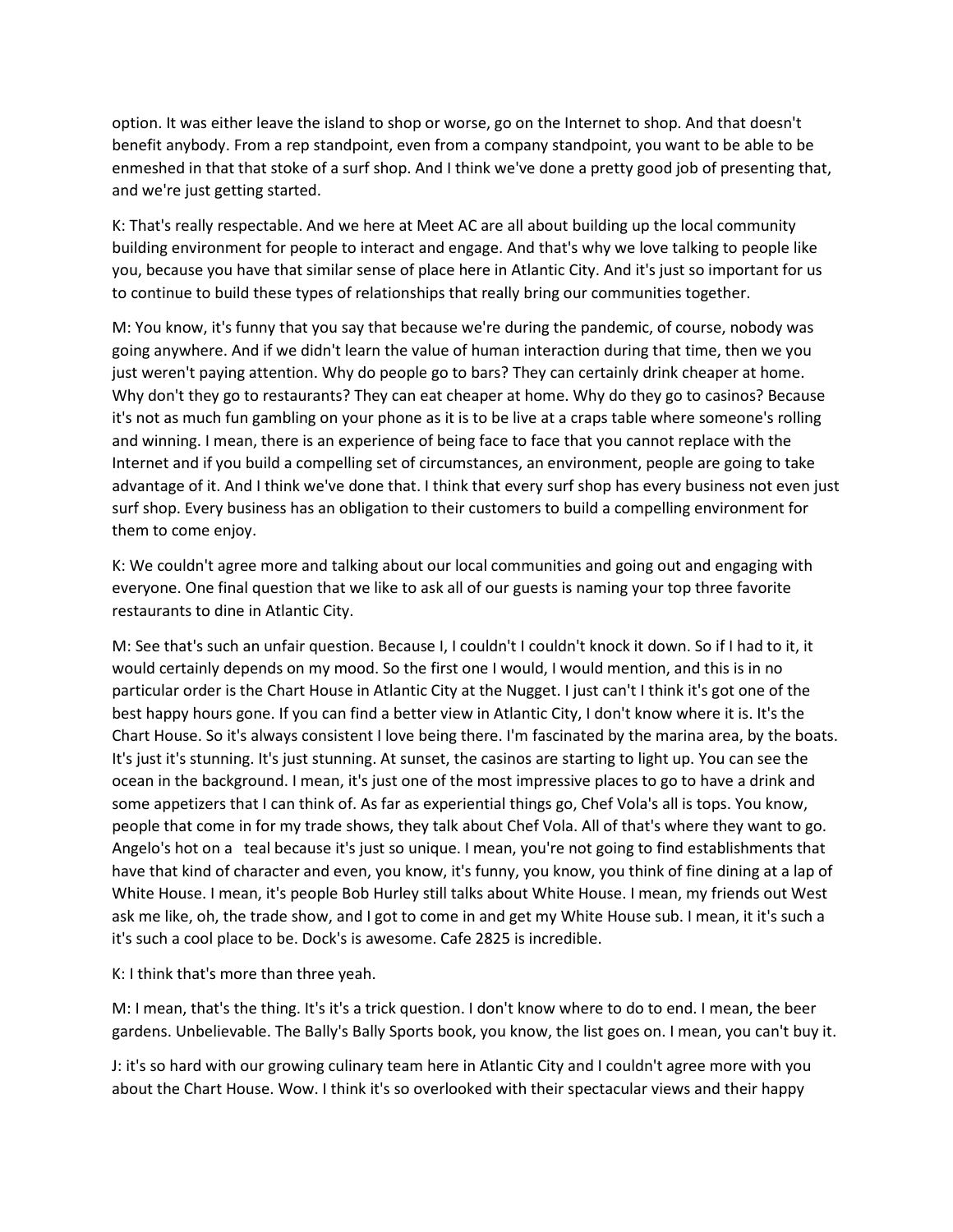option. It was either leave the island to shop or worse, go on the Internet to shop. And that doesn't benefit anybody. From a rep standpoint, even from a company standpoint, you want to be able to be enmeshed in that that stoke of a surf shop. And I think we've done a pretty good job of presenting that, and we're just getting started.

K: That's really respectable. And we here at Meet AC are all about building up the local community building environment for people to interact and engage. And that's why we love talking to people like you, because you have that similar sense of place here in Atlantic City. And it's just so important for us to continue to build these types of relationships that really bring our communities together.

M: You know, it's funny that you say that because we're during the pandemic, of course, nobody was going anywhere. And if we didn't learn the value of human interaction during that time, then we you just weren't paying attention. Why do people go to bars? They can certainly drink cheaper at home. Why don't they go to restaurants? They can eat cheaper at home. Why do they go to casinos? Because it's not as much fun gambling on your phone as it is to be live at a craps table where someone's rolling and winning. I mean, there is an experience of being face to face that you cannot replace with the Internet and if you build a compelling set of circumstances, an environment, people are going to take advantage of it. And I think we've done that. I think that every surf shop has every business not even just surf shop. Every business has an obligation to their customers to build a compelling environment for them to come enjoy.

K: We couldn't agree more and talking about our local communities and going out and engaging with everyone. One final question that we like to ask all of our guests is naming your top three favorite restaurants to dine in Atlantic City.

M: See that's such an unfair question. Because I, I couldn't I couldn't knock it down. So if I had to it, it would certainly depends on my mood. So the first one I would, I would mention, and this is in no particular order is the Chart House in Atlantic City at the Nugget. I just can't I think it's got one of the best happy hours gone. If you can find a better view in Atlantic City, I don't know where it is. It's the Chart House. So it's always consistent I love being there. I'm fascinated by the marina area, by the boats. It's just it's stunning. It's just stunning. At sunset, the casinos are starting to light up. You can see the ocean in the background. I mean, it's just one of the most impressive places to go to have a drink and some appetizers that I can think of. As far as experiential things go, Chef Vola's all is tops. You know, people that come in for my trade shows, they talk about Chef Vola. All of that's where they want to go. Angelo's hot on a  teal because it's just so unique. I mean, you're not going to find establishments that have that kind of character and even, you know, it's funny, you know, you think of fine dining at a lap of White House. I mean, it's people Bob Hurley still talks about White House. I mean, my friends out West ask me like, oh, the trade show, and I got to come in and get my White House sub. I mean, it it's such a it's such a cool place to be. Dock's is awesome. Cafe 2825 is incredible.

K: I think that's more than three yeah.

M: I mean, that's the thing. It's it's a trick question. I don't know where to do to end. I mean, the beer gardens. Unbelievable. The Bally's Bally Sports book, you know, the list goes on. I mean, you can't buy it.

J: it's so hard with our growing culinary team here in Atlantic City and I couldn't agree more with you about the Chart House. Wow. I think it's so overlooked with their spectacular views and their happy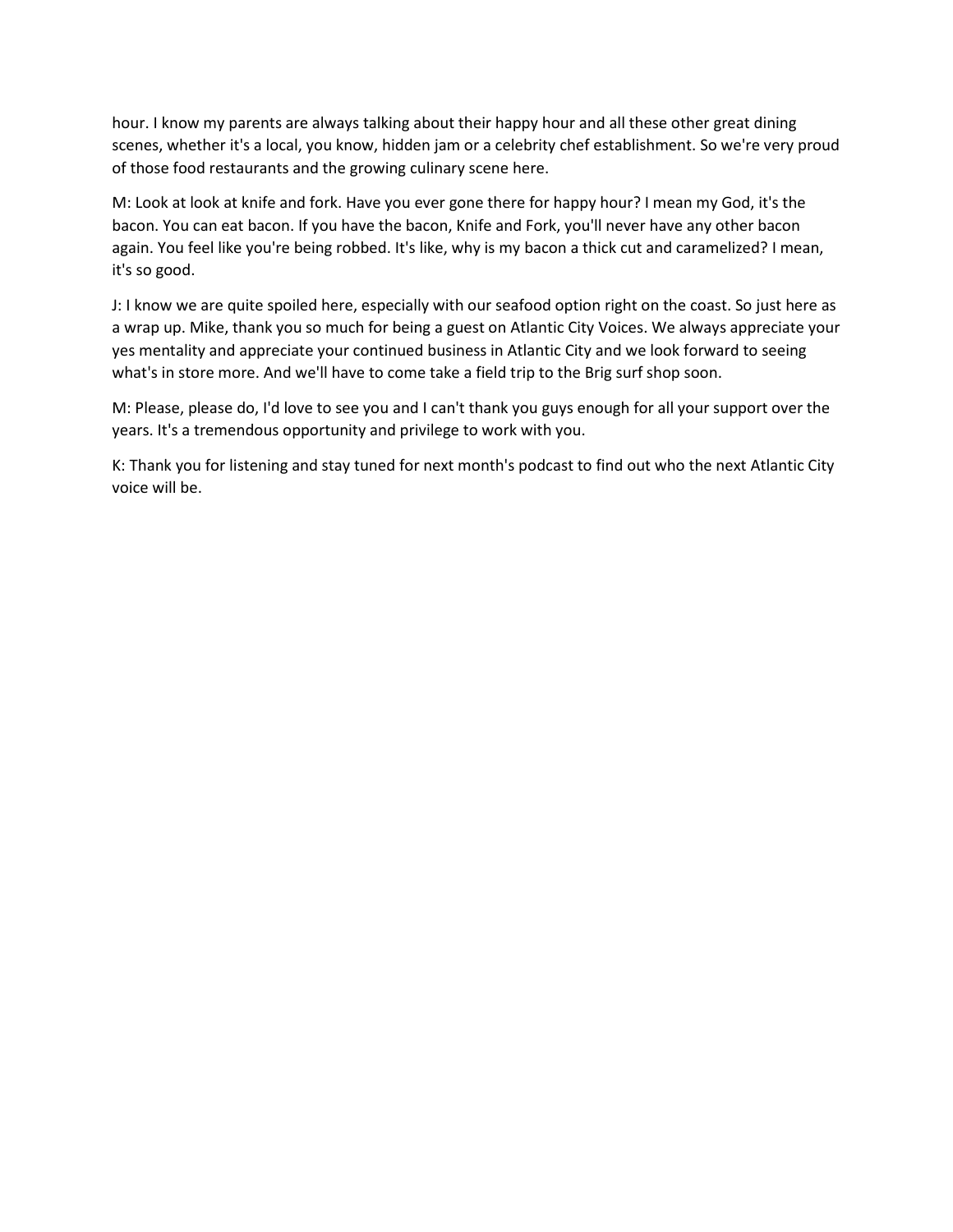hour. I know my parents are always talking about their happy hour and all these other great dining scenes, whether it's a local, you know, hidden jam or a celebrity chef establishment. So we're very proud of those food restaurants and the growing culinary scene here.

M: Look at look at knife and fork. Have you ever gone there for happy hour? I mean my God, it's the bacon. You can eat bacon. If you have the bacon, Knife and Fork, you'll never have any other bacon again. You feel like you're being robbed. It's like, why is my bacon a thick cut and caramelized? I mean, it's so good.

J: I know we are quite spoiled here, especially with our seafood option right on the coast. So just here as a wrap up. Mike, thank you so much for being a guest on Atlantic City Voices. We always appreciate your yes mentality and appreciate your continued business in Atlantic City and we look forward to seeing what's in store more. And we'll have to come take a field trip to the Brig surf shop soon.

M: Please, please do, I'd love to see you and I can't thank you guys enough for all your support over the years. It's a tremendous opportunity and privilege to work with you.

K: Thank you for listening and stay tuned for next month's podcast to find out who the next Atlantic City voice will be.